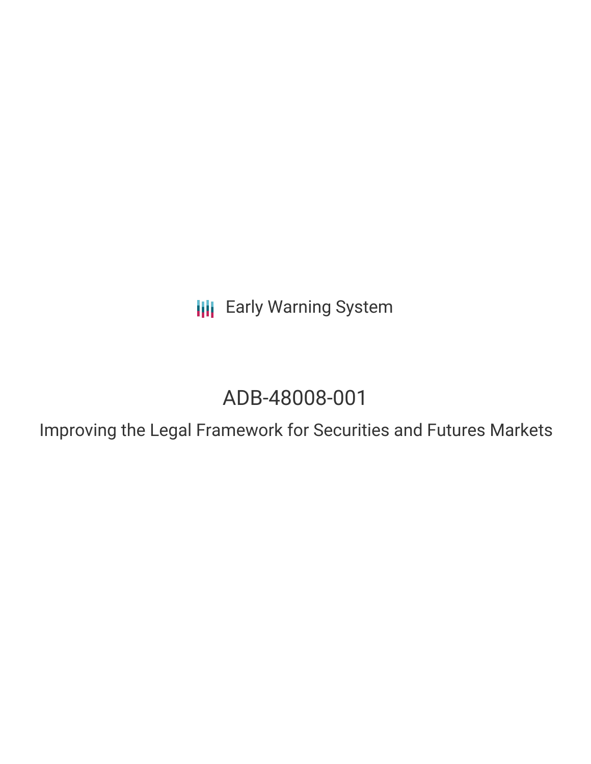Early Warning System

# ADB-48008-001

## Improving the Legal Framework for Securities and Futures Markets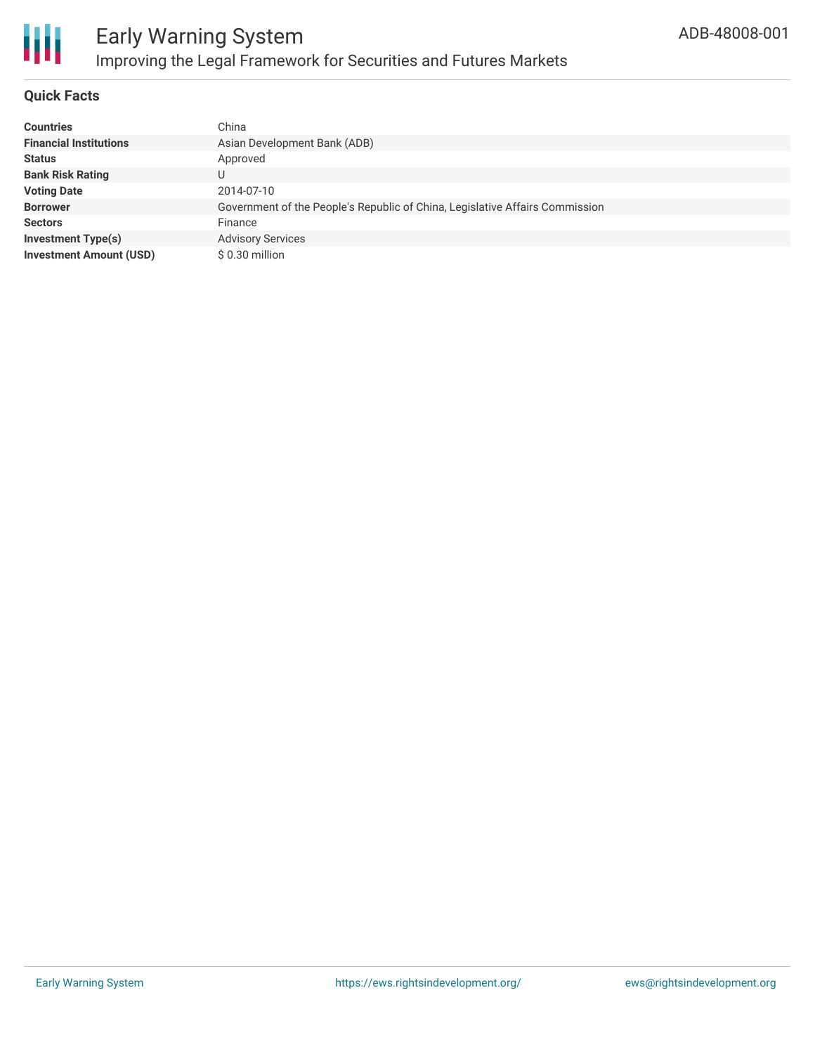## Quick Facts

| | |
|---|---|
| **Countries** | China |
| **Financial Institutions** | Asian Development Bank (ADB) |
| **Status** | Approved |
| **Bank Risk Rating** | U |
| **Voting Date** | 2014-07-10 |
| **Borrower** | Government of the People's Republic of China, Legislative Affairs Commission |
| **Sectors** | Finance |
| **Investment Type(s)** | Advisory Services |
| **Investment Amount (USD)** | $ 0.30 million |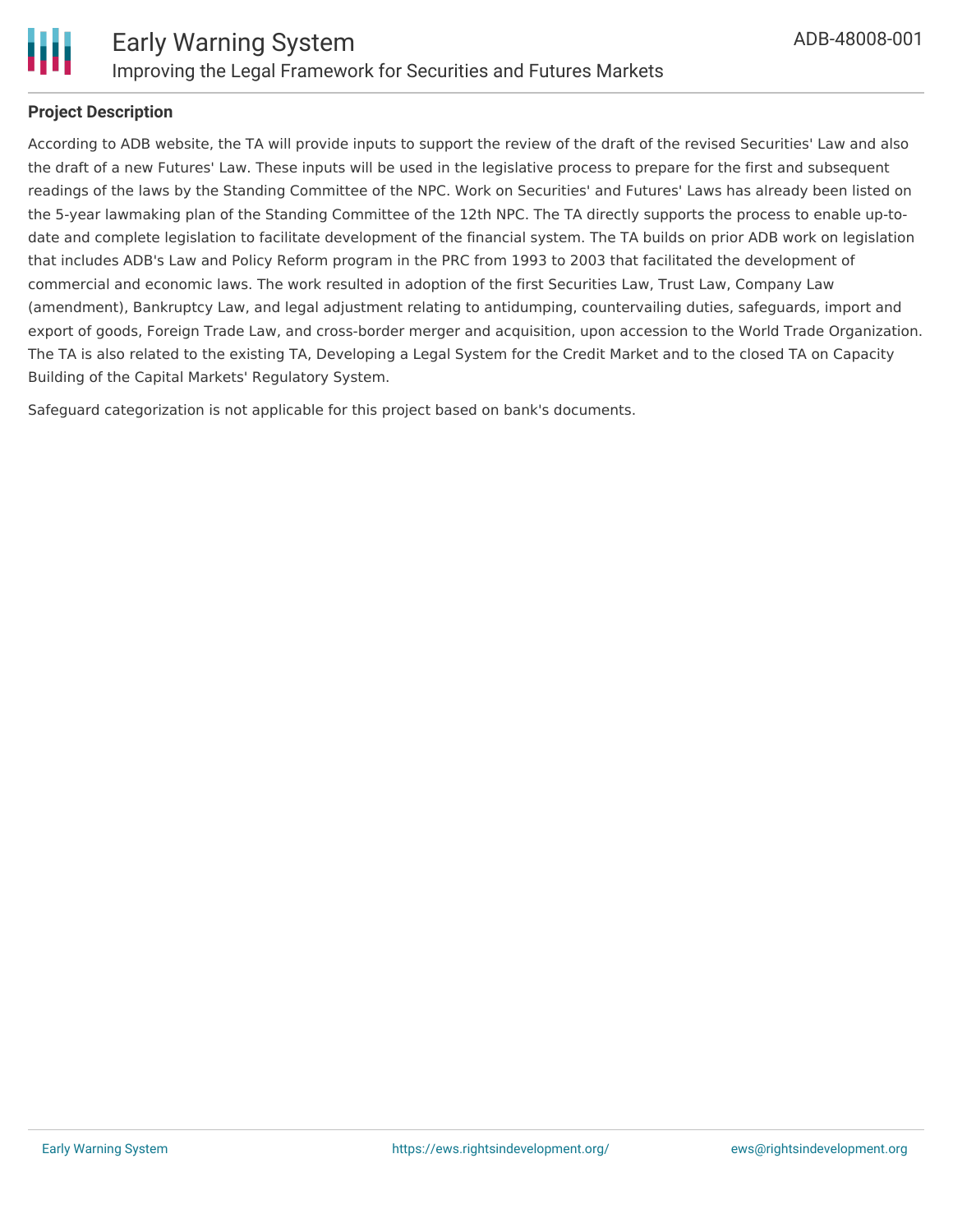**Project Description**

According to ADB website, the TA will provide inputs to support the review of the draft of the revised Securities' Law and also the draft of a new Futures' Law. These inputs will be used in the legislative process to prepare for the first and subsequent readings of the laws by the Standing Committee of the NPC. Work on Securities' and Futures' Laws has already been listed on the 5-year lawmaking plan of the Standing Committee of the 12th NPC. The TA directly supports the process to enable up-to-date and complete legislation to facilitate development of the financial system. The TA builds on prior ADB work on legislation that includes ADB's Law and Policy Reform program in the PRC from 1993 to 2003 that facilitated the development of commercial and economic laws. The work resulted in adoption of the first Securities Law, Trust Law, Company Law (amendment), Bankruptcy Law, and legal adjustment relating to antidumping, countervailing duties, safeguards, import and export of goods, Foreign Trade Law, and cross-border merger and acquisition, upon accession to the World Trade Organization. The TA is also related to the existing TA, Developing a Legal System for the Credit Market and to the closed TA on Capacity Building of the Capital Markets' Regulatory System.

Safeguard categorization is not applicable for this project based on bank's documents.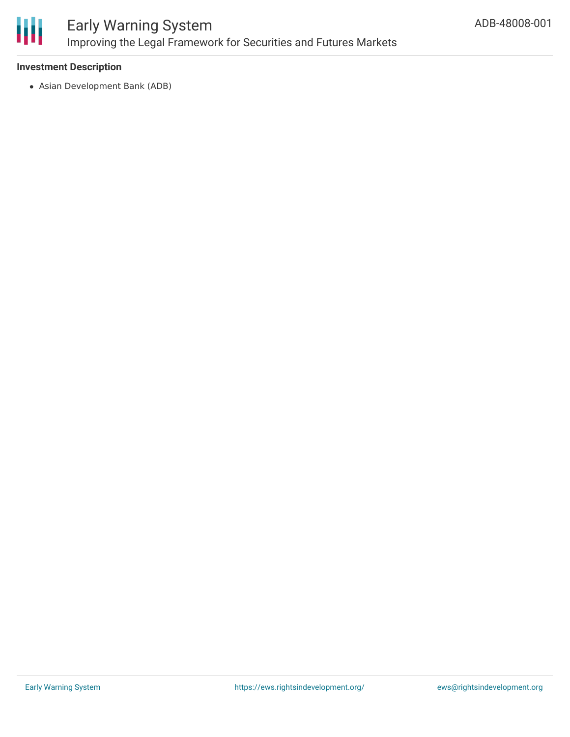**Investment Description**

- Asian Development Bank (ADB)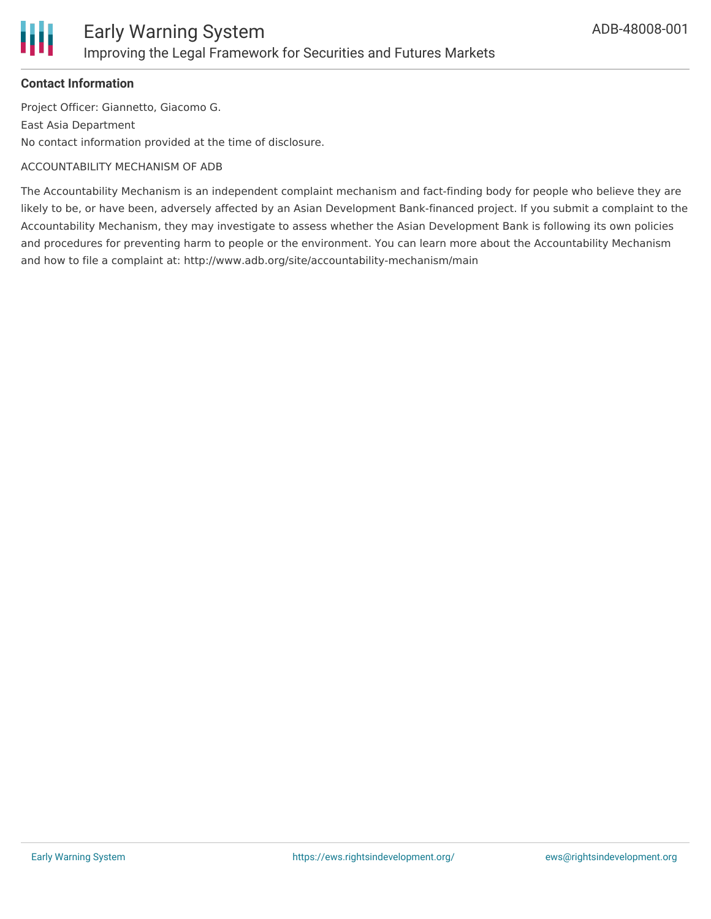**Contact Information**

Project Officer: Giannetto, Giacomo G.

East Asia Department

No contact information provided at the time of disclosure.

ACCOUNTABILITY MECHANISM OF ADB

The Accountability Mechanism is an independent complaint mechanism and fact-finding body for people who believe they are likely to be, or have been, adversely affected by an Asian Development Bank-financed project. If you submit a complaint to the Accountability Mechanism, they may investigate to assess whether the Asian Development Bank is following its own policies and procedures for preventing harm to people or the environment. You can learn more about the Accountability Mechanism and how to file a complaint at: http://www.adb.org/site/accountability-mechanism/main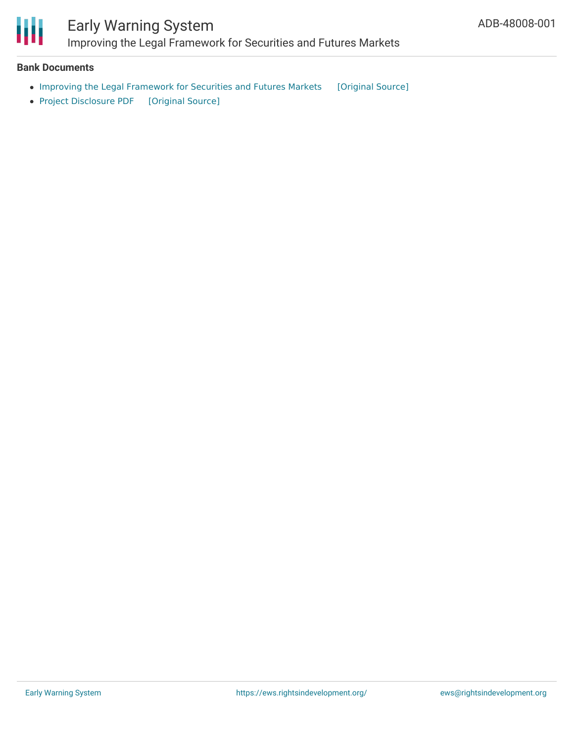### Bank Documents

- Improving the Legal Framework for Securities and Futures Markets [Original Source]
- Project Disclosure PDF [Original Source]